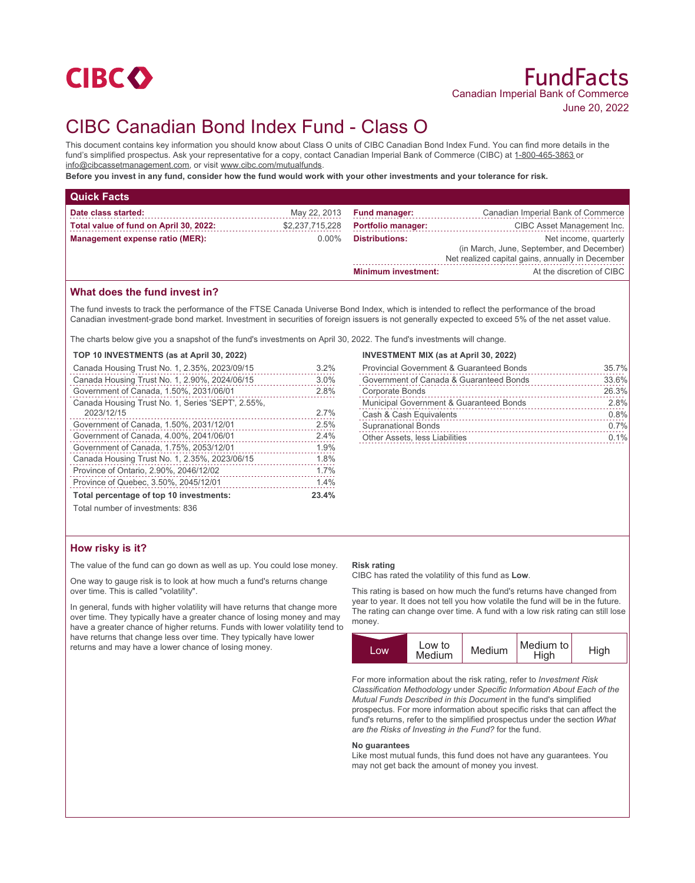CIBC

# FundFacts

Canadian Imperial Bank of Commerce

June 20, 2022

# CIBC Canadian Bond Index Fund - Class O

This document contains key information you should know about Class O units of CIBC Canadian Bond Index Fund. You can find more details in the fund's simplified prospectus. Ask your representative for a copy, contact Canadian Imperial Bank of Commerce (CIBC) at 1-800-465-3863 or info@cibcassetmanagement.com, or visit www.cibc.com/mutualfunds.

**Before you invest in any fund, consider how the fund would work with your other investments and your tolerance for risk.**

## Quick Facts

| | | | |
|---|---|---|---|
| **Date class started:** | May 22, 2013 | **Fund manager:** | Canadian Imperial Bank of Commerce |
| **Total value of fund on April 30, 2022:** | $2,237,715,228 | **Portfolio manager:** | CIBC Asset Management Inc. |
| **Management expense ratio (MER):** | 0.00% | **Distributions:** | Net income, quarterly (in March, June, September, and December) Net realized capital gains, annually in December |
| | | **Minimum investment:** | At the discretion of CIBC |

## What does the fund invest in?

The fund invests to track the performance of the FTSE Canada Universe Bond Index, which is intended to reflect the performance of the broad Canadian investment-grade bond market. Investment in securities of foreign issuers is not generally expected to exceed 5% of the net asset value.

The charts below give you a snapshot of the fund's investments on April 30, 2022. The fund's investments will change.

**TOP 10 INVESTMENTS (as at April 30, 2022)**

| Investment | % |
|---|---|
| Canada Housing Trust No. 1, 2.35%, 2023/09/15 | 3.2% |
| Canada Housing Trust No. 1, 2.90%, 2024/06/15 | 3.0% |
| Government of Canada, 1.50%, 2031/06/01 | 2.8% |
| Canada Housing Trust No. 1, Series 'SEPT', 2.55%, 2023/12/15 | 2.7% |
| Government of Canada, 1.50%, 2031/12/01 | 2.5% |
| Government of Canada, 4.00%, 2041/06/01 | 2.4% |
| Government of Canada, 1.75%, 2053/12/01 | 1.9% |
| Canada Housing Trust No. 1, 2.35%, 2023/06/15 | 1.8% |
| Province of Ontario, 2.90%, 2046/12/02 | 1.7% |
| Province of Quebec, 3.50%, 2045/12/01 | 1.4% |
| **Total percentage of top 10 investments:** | **23.4%** |

Total number of investments: 836

**INVESTMENT MIX (as at April 30, 2022)**

| Investment | % |
|---|---|
| Provincial Government & Guaranteed Bonds | 35.7% |
| Government of Canada & Guaranteed Bonds | 33.6% |
| Corporate Bonds | 26.3% |
| Municipal Government & Guaranteed Bonds | 2.8% |
| Cash & Cash Equivalents | 0.8% |
| Supranational Bonds | 0.7% |
| Other Assets, less Liabilities | 0.1% |

## How risky is it?

The value of the fund can go down as well as up. You could lose money.

One way to gauge risk is to look at how much a fund's returns change over time. This is called "volatility".

In general, funds with higher volatility will have returns that change more over time. They typically have a greater chance of losing money and may have a greater chance of higher returns. Funds with lower volatility tend to have returns that change less over time. They typically have lower returns and may have a lower chance of losing money.

**Risk rating**

CIBC has rated the volatility of this fund as **Low**.

This rating is based on how much the fund's returns have changed from year to year. It does not tell you how volatile the fund will be in the future. The rating can change over time. A fund with a low risk rating can still lose money.

| **Low** | Low to Medium | Medium | Medium to High | High |
|---|---|---|---|---|

For more information about the risk rating, refer to *Investment Risk Classification Methodology* under *Specific Information About Each of the Mutual Funds Described in this Document* in the fund's simplified prospectus. For more information about specific risks that can affect the fund's returns, refer to the simplified prospectus under the section *What are the Risks of Investing in the Fund?* for the fund.

**No guarantees**

Like most mutual funds, this fund does not have any guarantees. You may not get back the amount of money you invest.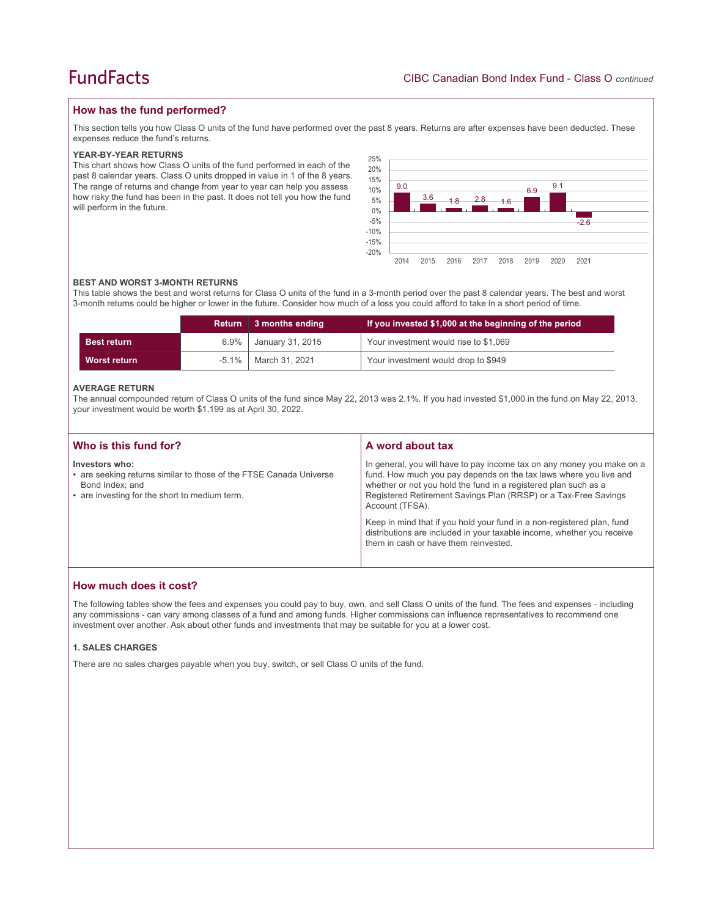## How has the fund performed?

This section tells you how Class O units of the fund have performed over the past 8 years. Returns are after expenses have been deducted. These expenses reduce the fund's returns.

### YEAR-BY-YEAR RETURNS

This chart shows how Class O units of the fund performed in each of the past 8 calendar years. Class O units dropped in value in 1 of the 8 years. The range of returns and change from year to year can help you assess how risky the fund has been in the past. It does not tell you how the fund will perform in the future.

| Year | 2014 | 2015 | 2016 | 2017 | 2018 | 2019 | 2020 | 2021 |
|---|---|---|---|---|---|---|---|---|
| Return (%) | 9.0 | 3.6 | 1.8 | 2.8 | 1.6 | 6.9 | 9.1 | -2.6 |

### BEST AND WORST 3-MONTH RETURNS

This table shows the best and worst returns for Class O units of the fund in a 3-month period over the past 8 calendar years. The best and worst 3-month returns could be higher or lower in the future. Consider how much of a loss you could afford to take in a short period of time.

| | Return | 3 months ending | If you invested $1,000 at the beginning of the period |
|---|---|---|---|
| **Best return** | 6.9% | January 31, 2015 | Your investment would rise to $1,069 |
| **Worst return** | -5.1% | March 31, 2021 | Your investment would drop to $949 |

### AVERAGE RETURN

The annual compounded return of Class O units of the fund since May 22, 2013 was 2.1%. If you had invested $1,000 in the fund on May 22, 2013, your investment would be worth $1,199 as at April 30, 2022.

## Who is this fund for?

**Investors who:**

- are seeking returns similar to those of the FTSE Canada Universe Bond Index; and
- are investing for the short to medium term.

## A word about tax

In general, you will have to pay income tax on any money you make on a fund. How much you pay depends on the tax laws where you live and whether or not you hold the fund in a registered plan such as a Registered Retirement Savings Plan (RRSP) or a Tax-Free Savings Account (TFSA).

Keep in mind that if you hold your fund in a non-registered plan, fund distributions are included in your taxable income, whether you receive them in cash or have them reinvested.

## How much does it cost?

The following tables show the fees and expenses you could pay to buy, own, and sell Class O units of the fund. The fees and expenses - including any commissions - can vary among classes of a fund and among funds. Higher commissions can influence representatives to recommend one investment over another. Ask about other funds and investments that may be suitable for you at a lower cost.

### 1. SALES CHARGES

There are no sales charges payable when you buy, switch, or sell Class O units of the fund.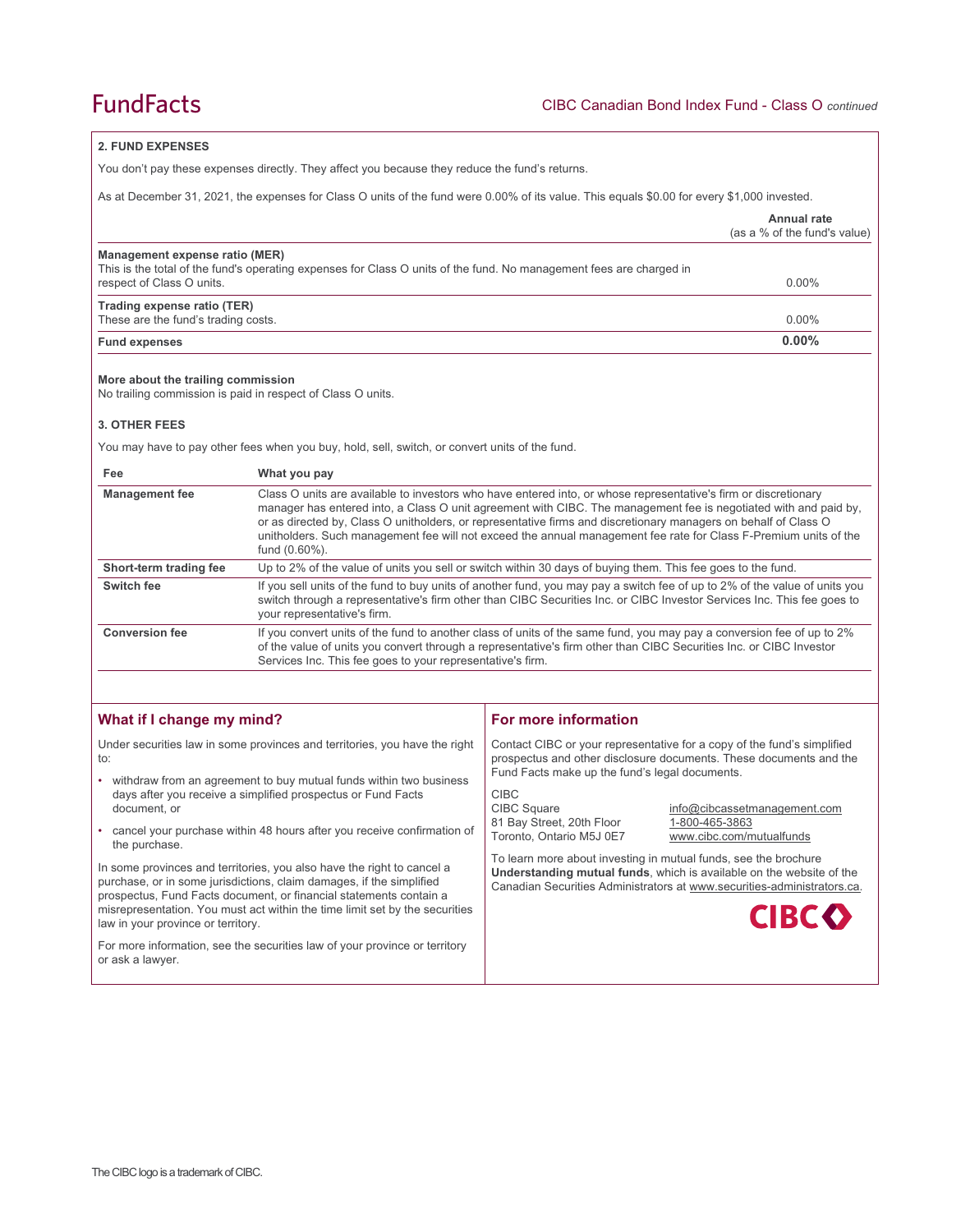## 2. FUND EXPENSES

You don't pay these expenses directly. They affect you because they reduce the fund's returns.

As at December 31, 2021, the expenses for Class O units of the fund were 0.00% of its value. This equals $0.00 for every $1,000 invested.

| | Annual rate (as a % of the fund's value) |
|---|---|
| **Management expense ratio (MER)** This is the total of the fund's operating expenses for Class O units of the fund. No management fees are charged in respect of Class O units. | 0.00% |
| **Trading expense ratio (TER)** These are the fund's trading costs. | 0.00% |
| **Fund expenses** | **0.00%** |

**More about the trailing commission**

No trailing commission is paid in respect of Class O units.

## 3. OTHER FEES

You may have to pay other fees when you buy, hold, sell, switch, or convert units of the fund.

| Fee | What you pay |
|---|---|
| **Management fee** | Class O units are available to investors who have entered into, or whose representative's firm or discretionary manager has entered into, a Class O unit agreement with CIBC. The management fee is negotiated with and paid by, or as directed by, Class O unitholders, or representative firms and discretionary managers on behalf of Class O unitholders. Such management fee will not exceed the annual management fee rate for Class F-Premium units of the fund (0.60%). |
| **Short-term trading fee** | Up to 2% of the value of units you sell or switch within 30 days of buying them. This fee goes to the fund. |
| **Switch fee** | If you sell units of the fund to buy units of another fund, you may pay a switch fee of up to 2% of the value of units you switch through a representative's firm other than CIBC Securities Inc. or CIBC Investor Services Inc. This fee goes to your representative's firm. |
| **Conversion fee** | If you convert units of the fund to another class of units of the same fund, you may pay a conversion fee of up to 2% of the value of units you convert through a representative's firm other than CIBC Securities Inc. or CIBC Investor Services Inc. This fee goes to your representative's firm. |

## What if I change my mind?

Under securities law in some provinces and territories, you have the right to:

- withdraw from an agreement to buy mutual funds within two business days after you receive a simplified prospectus or Fund Facts document, or
- cancel your purchase within 48 hours after you receive confirmation of the purchase.

In some provinces and territories, you also have the right to cancel a purchase, or in some jurisdictions, claim damages, if the simplified prospectus, Fund Facts document, or financial statements contain a misrepresentation. You must act within the time limit set by the securities law in your province or territory.

For more information, see the securities law of your province or territory or ask a lawyer.

## For more information

Contact CIBC or your representative for a copy of the fund's simplified prospectus and other disclosure documents. These documents and the Fund Facts make up the fund's legal documents.

CIBC
CIBC Square
81 Bay Street, 20th Floor
Toronto, Ontario M5J 0E7

info@cibcassetmanagement.com
1-800-465-3863
www.cibc.com/mutualfunds

To learn more about investing in mutual funds, see the brochure **Understanding mutual funds**, which is available on the website of the Canadian Securities Administrators at www.securities-administrators.ca.

The CIBC logo is a trademark of CIBC.